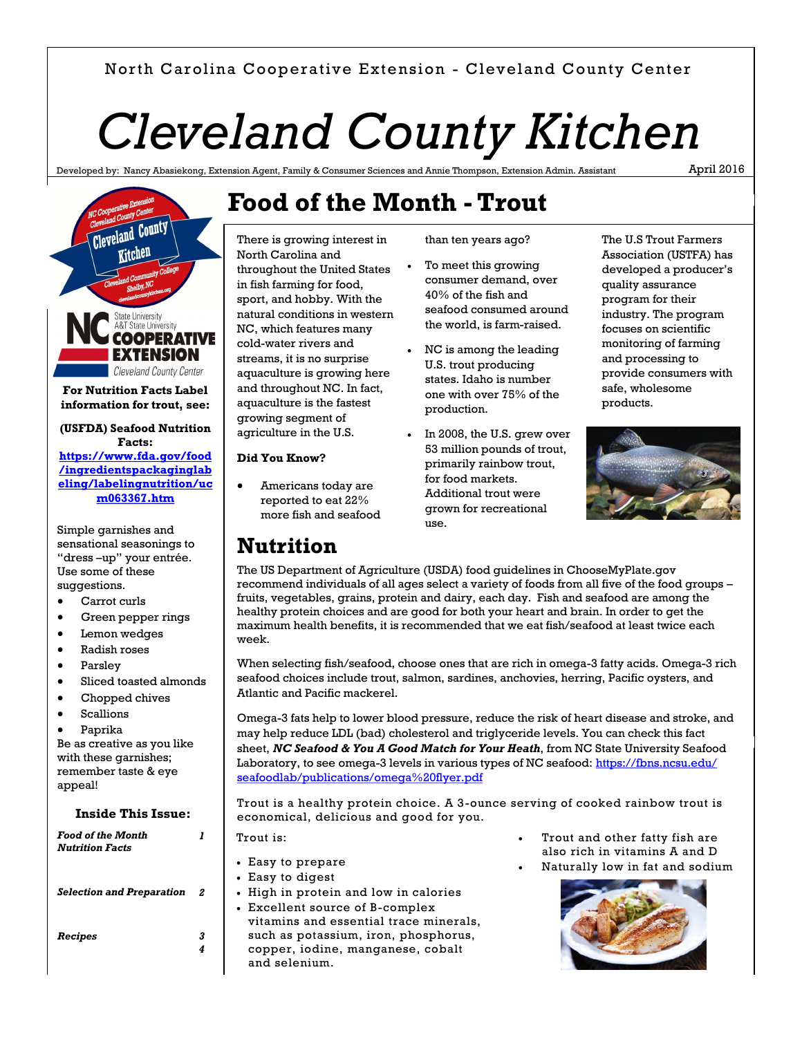North Carolina Cooperative Extension - Cleveland County Center

# Cleveland County Kitchen

Developed by: Nancy Abasiekong, Extension Agent, Family & Consumer Sciences and Annie Thompson, Extension Admin. Assistant

April 2016

## Food of the Month - Trout

There is growing interest in North Carolina and throughout the United States in fish farming for food, sport, and hobby. With the natural conditions in western NC, which features many cold-water rivers and streams, it is no surprise aquaculture is growing here and throughout NC. In fact, aquaculture is the fastest growing segment of agriculture in the U.S.

**Did You Know?**

- Americans today are reported to eat 22% more fish and seafood than ten years ago?
- To meet this growing consumer demand, over 40% of the fish and seafood consumed around the world, is farm-raised.
- NC is among the leading U.S. trout producing states. Idaho is number one with over 75% of the production.
- In 2008, the U.S. grew over 53 million pounds of trout, primarily rainbow trout, for food markets. Additional trout were grown for recreational use.

The U.S Trout Farmers Association (USTFA) has developed a producer's quality assurance program for their industry. The program focuses on scientific monitoring of farming and processing to provide consumers with safe, wholesome products.

## Nutrition

The US Department of Agriculture (USDA) food guidelines in ChooseMyPlate.gov recommend individuals of all ages select a variety of foods from all five of the food groups – fruits, vegetables, grains, protein and dairy, each day. Fish and seafood are among the healthy protein choices and are good for both your heart and brain. In order to get the maximum health benefits, it is recommended that we eat fish/seafood at least twice each week.

When selecting fish/seafood, choose ones that are rich in omega-3 fatty acids. Omega-3 rich seafood choices include trout, salmon, sardines, anchovies, herring, Pacific oysters, and Atlantic and Pacific mackerel.

Omega-3 fats help to lower blood pressure, reduce the risk of heart disease and stroke, and may help reduce LDL (bad) cholesterol and triglyceride levels. You can check this fact sheet, ***NC Seafood & You A Good Match for Your Heath***, from NC State University Seafood Laboratory, to see omega-3 levels in various types of NC seafood: https://fbns.ncsu.edu/seafoodlab/publications/omega%20flyer.pdf

Trout is a healthy protein choice. A 3-ounce serving of cooked rainbow trout is economical, delicious and good for you.

Trout is:

- Easy to prepare
- Easy to digest
- High in protein and low in calories
- Excellent source of B-complex vitamins and essential trace minerals, such as potassium, iron, phosphorus, copper, iodine, manganese, cobalt and selenium.
- Trout and other fatty fish are also rich in vitamins A and D
- Naturally low in fat and sodium

**For Nutrition Facts Label information for trout, see:**

**(USFDA) Seafood Nutrition Facts:**
**https://www.fda.gov/food/ingredientspackaginglabeling/labelingnutrition/ucm063367.htm**

Simple garnishes and sensational seasonings to "dress –up" your entrée. Use some of these suggestions.

- Carrot curls
- Green pepper rings
- Lemon wedges
- Radish roses
- Parsley
- Sliced toasted almonds
- Chopped chives
- Scallions
- Paprika

Be as creative as you like with these garnishes; remember taste & eye appeal!

### Inside This Issue:

| | |
|---|---|
| *Food of the Month Nutrition Facts* | *1* |
| *Selection and Preparation* | *2* |
| *Recipes* | *3 4* |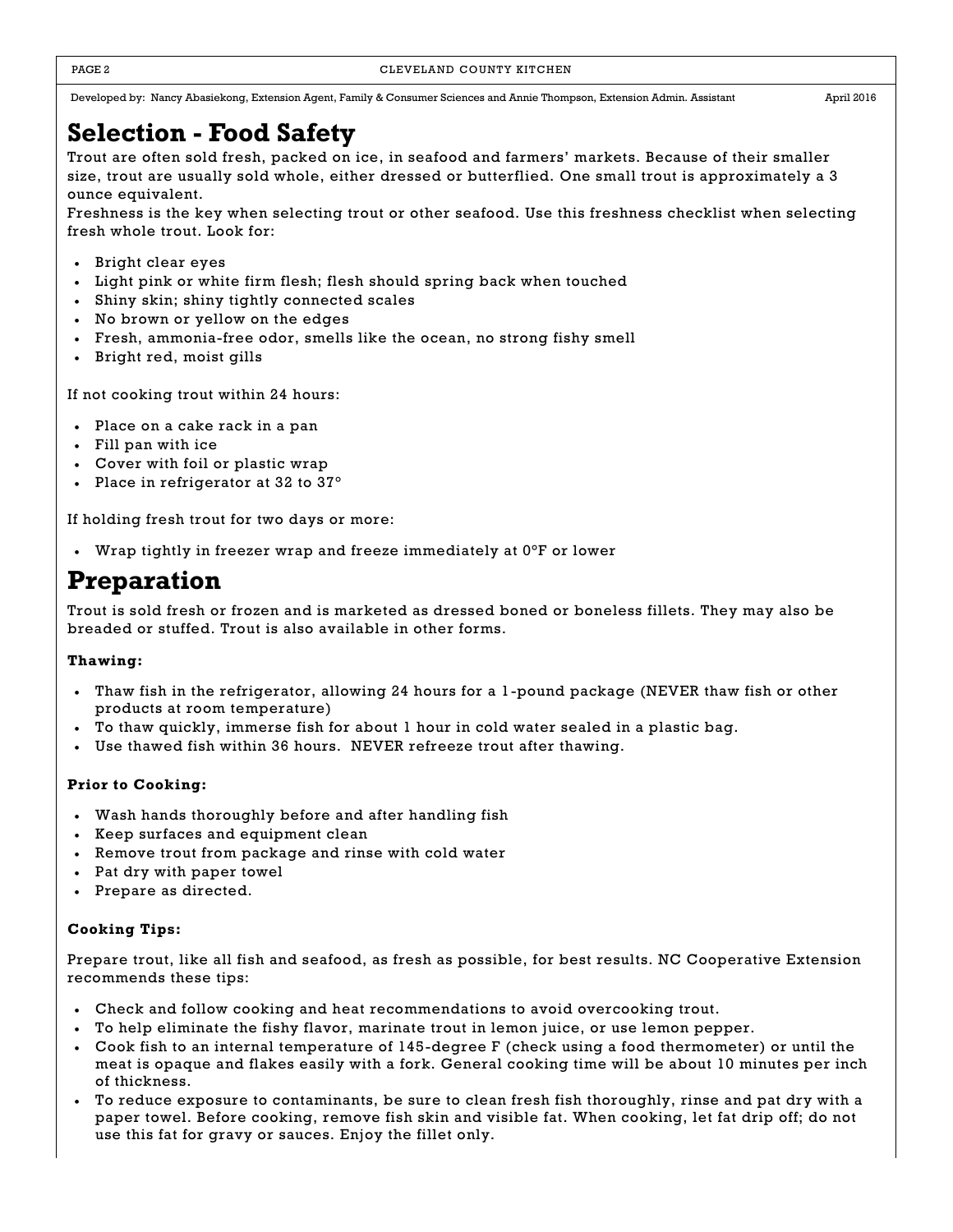Developed by: Nancy Abasiekong, Extension Agent, Family & Consumer Sciences and Annie Thompson, Extension Admin. Assistant April 2016

# Selection - Food Safety

Trout are often sold fresh, packed on ice, in seafood and farmers' markets. Because of their smaller size, trout are usually sold whole, either dressed or butterflied. One small trout is approximately a 3 ounce equivalent.

Freshness is the key when selecting trout or other seafood. Use this freshness checklist when selecting fresh whole trout. Look for:

- Bright clear eyes
- Light pink or white firm flesh; flesh should spring back when touched
- Shiny skin; shiny tightly connected scales
- No brown or yellow on the edges
- Fresh, ammonia-free odor, smells like the ocean, no strong fishy smell
- Bright red, moist gills

If not cooking trout within 24 hours:

- Place on a cake rack in a pan
- Fill pan with ice
- Cover with foil or plastic wrap
- Place in refrigerator at 32 to 37°

If holding fresh trout for two days or more:

- Wrap tightly in freezer wrap and freeze immediately at 0°F or lower

# Preparation

Trout is sold fresh or frozen and is marketed as dressed boned or boneless fillets. They may also be breaded or stuffed. Trout is also available in other forms.

**Thawing:**

- Thaw fish in the refrigerator, allowing 24 hours for a 1-pound package (NEVER thaw fish or other products at room temperature)
- To thaw quickly, immerse fish for about 1 hour in cold water sealed in a plastic bag.
- Use thawed fish within 36 hours. NEVER refreeze trout after thawing.

**Prior to Cooking:**

- Wash hands thoroughly before and after handling fish
- Keep surfaces and equipment clean
- Remove trout from package and rinse with cold water
- Pat dry with paper towel
- Prepare as directed.

**Cooking Tips:**

Prepare trout, like all fish and seafood, as fresh as possible, for best results. NC Cooperative Extension recommends these tips:

- Check and follow cooking and heat recommendations to avoid overcooking trout.
- To help eliminate the fishy flavor, marinate trout in lemon juice, or use lemon pepper.
- Cook fish to an internal temperature of 145-degree F (check using a food thermometer) or until the meat is opaque and flakes easily with a fork. General cooking time will be about 10 minutes per inch of thickness.
- To reduce exposure to contaminants, be sure to clean fresh fish thoroughly, rinse and pat dry with a paper towel. Before cooking, remove fish skin and visible fat. When cooking, let fat drip off; do not use this fat for gravy or sauces. Enjoy the fillet only.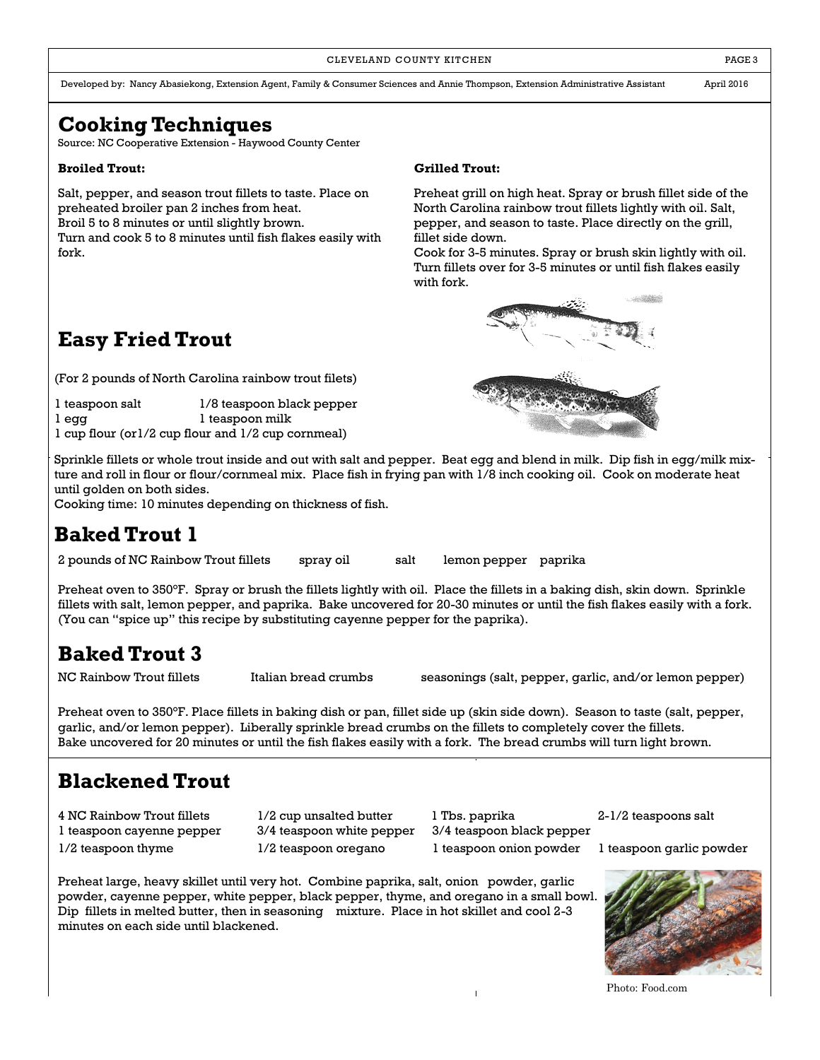## Cooking Techniques

Source: NC Cooperative Extension - Haywood County Center

**Broiled Trout:**

Salt, pepper, and season trout fillets to taste. Place on preheated broiler pan 2 inches from heat.
Broil 5 to 8 minutes or until slightly brown.
Turn and cook 5 to 8 minutes until fish flakes easily with fork.

**Grilled Trout:**

Preheat grill on high heat. Spray or brush fillet side of the North Carolina rainbow trout fillets lightly with oil. Salt, pepper, and season to taste. Place directly on the grill, fillet side down.
Cook for 3-5 minutes. Spray or brush skin lightly with oil. Turn fillets over for 3-5 minutes or until fish flakes easily with fork.

## Easy Fried Trout

(For 2 pounds of North Carolina rainbow trout filets)

1 teaspoon salt
1/8 teaspoon black pepper
1 egg
1 teaspoon milk
1 cup flour (or1/2 cup flour and 1/2 cup cornmeal)

Sprinkle fillets or whole trout inside and out with salt and pepper. Beat egg and blend in milk. Dip fish in egg/milk mixture and roll in flour or flour/cornmeal mix. Place fish in frying pan with 1/8 inch cooking oil. Cook on moderate heat until golden on both sides.
Cooking time: 10 minutes depending on thickness of fish.

## Baked Trout 1

2 pounds of NC Rainbow Trout fillets spray oil salt lemon pepper paprika

Preheat oven to 350°F. Spray or brush the fillets lightly with oil. Place the fillets in a baking dish, skin down. Sprinkle fillets with salt, lemon pepper, and paprika. Bake uncovered for 20-30 minutes or until the fish flakes easily with a fork. (You can "spice up" this recipe by substituting cayenne pepper for the paprika).

## Baked Trout 3

NC Rainbow Trout fillets Italian bread crumbs seasonings (salt, pepper, garlic, and/or lemon pepper)

Preheat oven to 350°F. Place fillets in baking dish or pan, fillet side up (skin side down). Season to taste (salt, pepper, garlic, and/or lemon pepper). Liberally sprinkle bread crumbs on the fillets to completely cover the fillets.
Bake uncovered for 20 minutes or until the fish flakes easily with a fork. The bread crumbs will turn light brown.

## Blackened Trout

4 NC Rainbow Trout fillets
1/2 cup unsalted butter
1 Tbs. paprika
2-1/2 teaspoons salt
1 teaspoon cayenne pepper
3/4 teaspoon white pepper
3/4 teaspoon black pepper
1/2 teaspoon thyme
1/2 teaspoon oregano
1 teaspoon onion powder
1 teaspoon garlic powder

Preheat large, heavy skillet until very hot. Combine paprika, salt, onion powder, garlic powder, cayenne pepper, white pepper, black pepper, thyme, and oregano in a small bowl. Dip fillets in melted butter, then in seasoning mixture. Place in hot skillet and cool 2-3 minutes on each side until blackened.

Photo: Food.com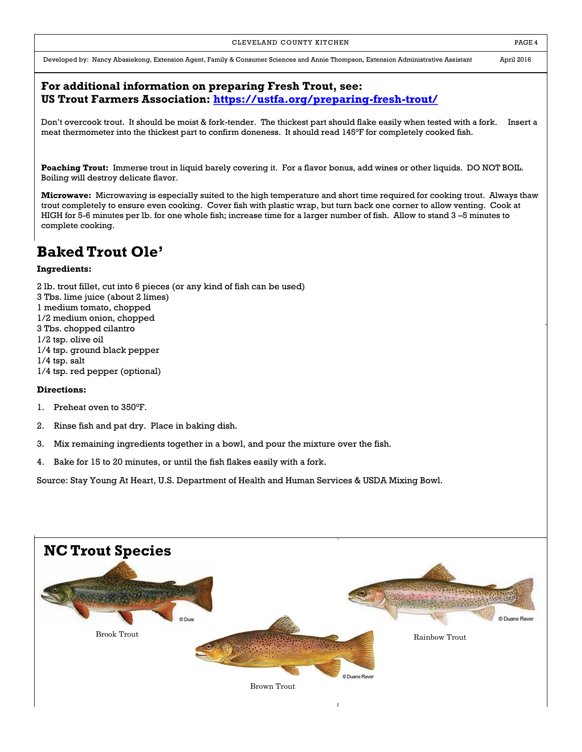Developed by: Nancy Abasiekong, Extension Agent, Family & Consumer Sciences and Annie Thompson, Extension Administrative Assistant April 2016

**For additional information on preparing Fresh Trout, see:**
**US Trout Farmers Association: [https://ustfa.org/preparing-fresh-trout/](https://ustfa.org/preparing-fresh-trout/)**

Don't overcook trout. It should be moist & fork-tender. The thickest part should flake easily when tested with a fork. Insert a meat thermometer into the thickest part to confirm doneness. It should read 145°F for completely cooked fish.

**Poaching Trout:** Immerse trout in liquid barely covering it. For a flavor bonus, add wines or other liquids. DO NOT BOIL. Boiling will destroy delicate flavor.

**Microwave:** Microwaving is especially suited to the high temperature and short time required for cooking trout. Always thaw trout completely to ensure even cooking. Cover fish with plastic wrap, but turn back one corner to allow venting. Cook at HIGH for 5-6 minutes per lb. for one whole fish; increase time for a larger number of fish. Allow to stand 3 –5 minutes to complete cooking.

# Baked Trout Ole'

**Ingredients:**

2 lb. trout fillet, cut into 6 pieces (or any kind of fish can be used)
3 Tbs. lime juice (about 2 limes)
1 medium tomato, chopped
1/2 medium onion, chopped
3 Tbs. chopped cilantro
1/2 tsp. olive oil
1/4 tsp. ground black pepper
1/4 tsp. salt
1/4 tsp. red pepper (optional)

**Directions:**

1. Preheat oven to 350°F.
2. Rinse fish and pat dry. Place in baking dish.
3. Mix remaining ingredients together in a bowl, and pour the mixture over the fish.
4. Bake for 15 to 20 minutes, or until the fish flakes easily with a fork.

Source: Stay Young At Heart, U.S. Department of Health and Human Services & USDA Mixing Bowl.

# NC Trout Species

© Duane Raver

Brook Trout

© Duane Raver

Rainbow Trout

© Duane Raver

Brown Trout